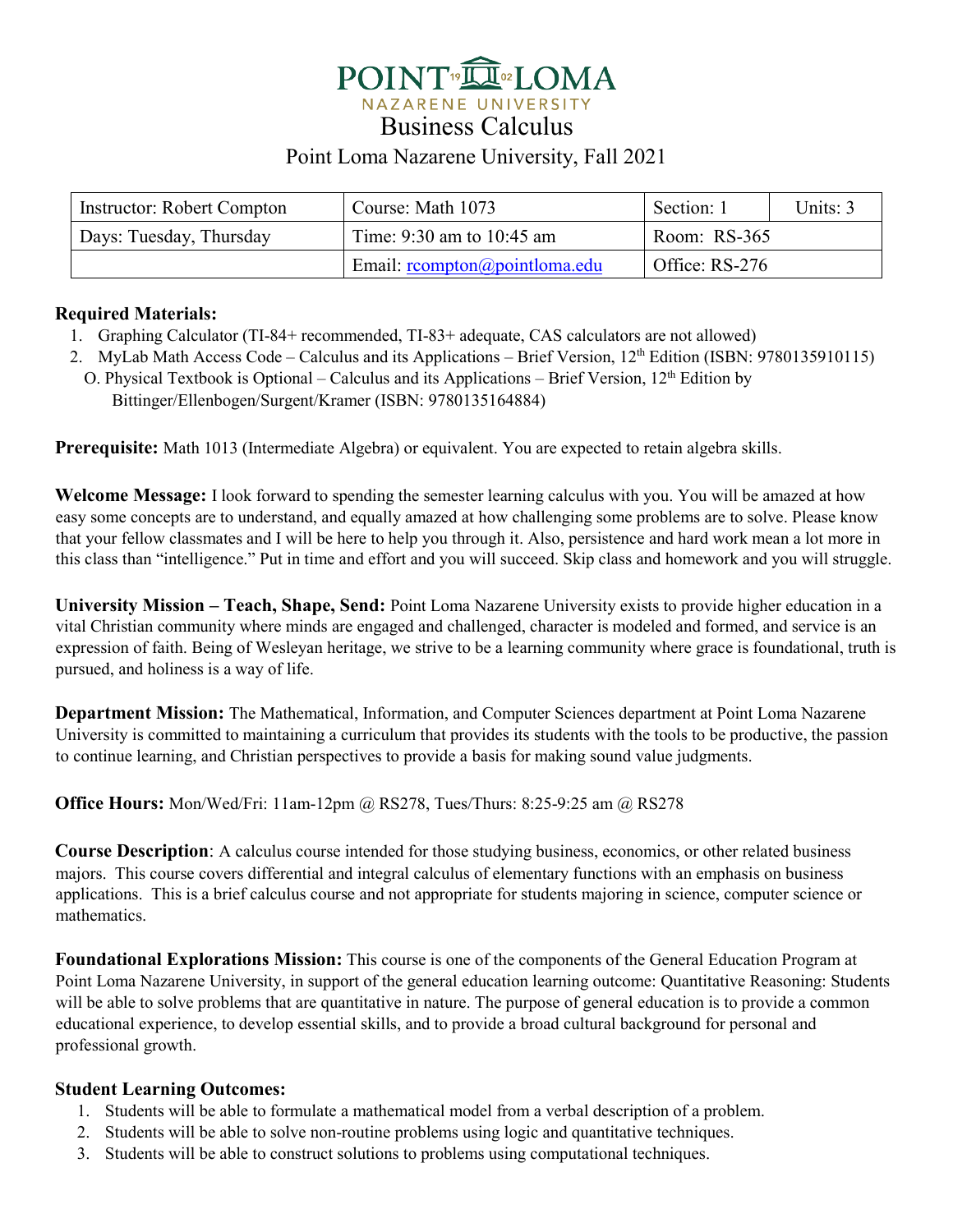# Business Calculus

## Point Loma Nazarene University, Fall 2021

| Instructor: Robert Compton | Course: Math 1073 | Section: 1 | Units: 3 |
|---|---|---|---|
| Days: Tuesday, Thursday | Time: 9:30 am to 10:45 am | Room: RS-365 | |
| | Email: rcompton@pointloma.edu | Office: RS-276 | |

**Required Materials:**

1. Graphing Calculator (TI-84+ recommended, TI-83+ adequate, CAS calculators are not allowed)
2. MyLab Math Access Code – Calculus and its Applications – Brief Version, 12th Edition (ISBN: 9780135910115)

O. Physical Textbook is Optional – Calculus and its Applications – Brief Version, 12th Edition by Bittinger/Ellenbogen/Surgent/Kramer (ISBN: 9780135164884)

**Prerequisite:** Math 1013 (Intermediate Algebra) or equivalent. You are expected to retain algebra skills.

**Welcome Message:** I look forward to spending the semester learning calculus with you. You will be amazed at how easy some concepts are to understand, and equally amazed at how challenging some problems are to solve. Please know that your fellow classmates and I will be here to help you through it. Also, persistence and hard work mean a lot more in this class than "intelligence." Put in time and effort and you will succeed. Skip class and homework and you will struggle.

**University Mission – Teach, Shape, Send:** Point Loma Nazarene University exists to provide higher education in a vital Christian community where minds are engaged and challenged, character is modeled and formed, and service is an expression of faith. Being of Wesleyan heritage, we strive to be a learning community where grace is foundational, truth is pursued, and holiness is a way of life.

**Department Mission:** The Mathematical, Information, and Computer Sciences department at Point Loma Nazarene University is committed to maintaining a curriculum that provides its students with the tools to be productive, the passion to continue learning, and Christian perspectives to provide a basis for making sound value judgments.

**Office Hours:** Mon/Wed/Fri: 11am-12pm @ RS278, Tues/Thurs: 8:25-9:25 am @ RS278

**Course Description**: A calculus course intended for those studying business, economics, or other related business majors. This course covers differential and integral calculus of elementary functions with an emphasis on business applications. This is a brief calculus course and not appropriate for students majoring in science, computer science or mathematics.

**Foundational Explorations Mission:** This course is one of the components of the General Education Program at Point Loma Nazarene University, in support of the general education learning outcome: Quantitative Reasoning: Students will be able to solve problems that are quantitative in nature. The purpose of general education is to provide a common educational experience, to develop essential skills, and to provide a broad cultural background for personal and professional growth.

**Student Learning Outcomes:**

1. Students will be able to formulate a mathematical model from a verbal description of a problem.
2. Students will be able to solve non-routine problems using logic and quantitative techniques.
3. Students will be able to construct solutions to problems using computational techniques.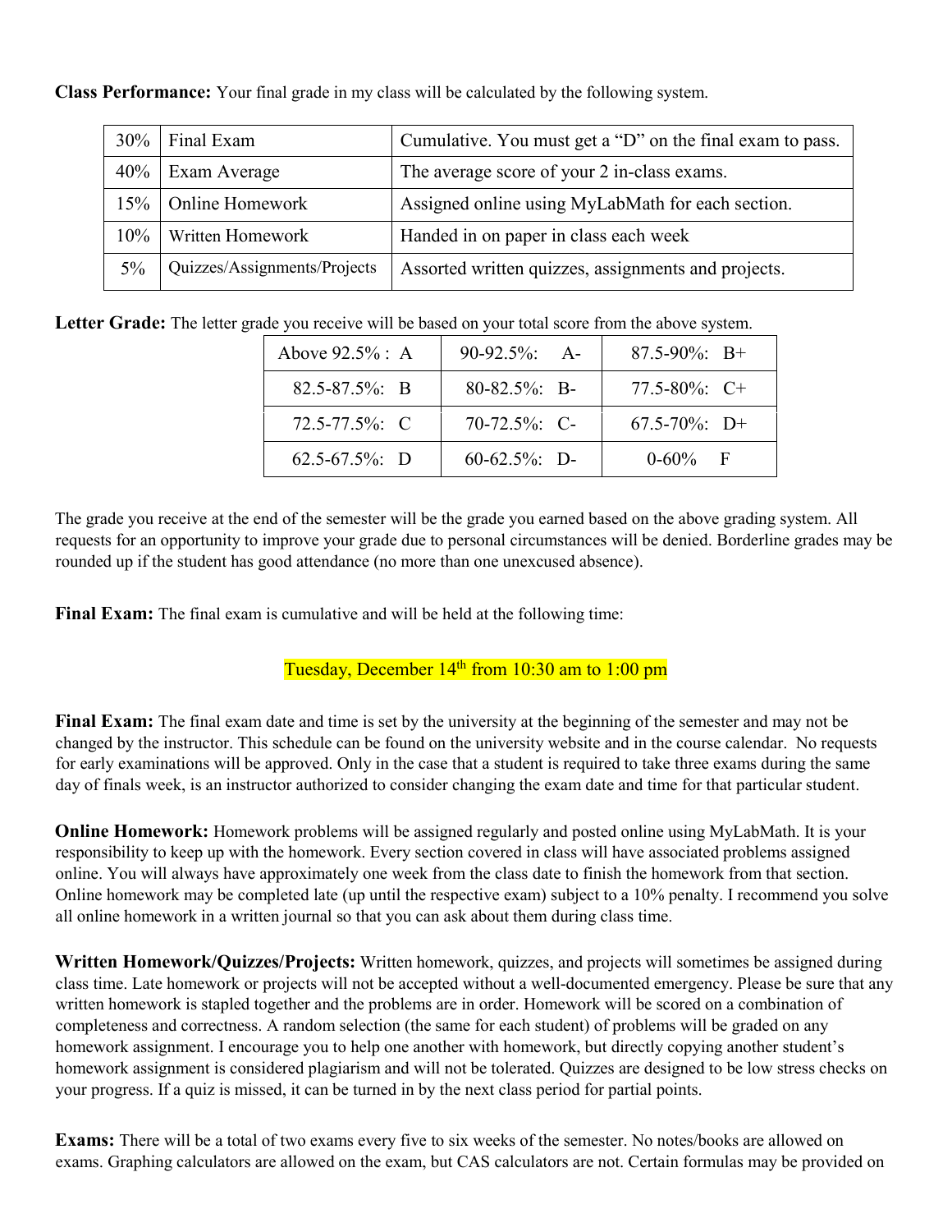**Class Performance:** Your final grade in my class will be calculated by the following system.

| | | |
|---|---|---|
| 30% | Final Exam | Cumulative. You must get a "D" on the final exam to pass. |
| 40% | Exam Average | The average score of your 2 in-class exams. |
| 15% | Online Homework | Assigned online using MyLabMath for each section. |
| 10% | Written Homework | Handed in on paper in class each week |
| 5% | Quizzes/Assignments/Projects | Assorted written quizzes, assignments and projects. |

**Letter Grade:** The letter grade you receive will be based on your total score from the above system.

| | | |
|---|---|---|
| Above 92.5% : A | 90-92.5%: A- | 87.5-90%: B+ |
| 82.5-87.5%: B | 80-82.5%: B- | 77.5-80%: C+ |
| 72.5-77.5%: C | 70-72.5%: C- | 67.5-70%: D+ |
| 62.5-67.5%: D | 60-62.5%: D- | 0-60% F |

The grade you receive at the end of the semester will be the grade you earned based on the above grading system. All requests for an opportunity to improve your grade due to personal circumstances will be denied. Borderline grades may be rounded up if the student has good attendance (no more than one unexcused absence).

**Final Exam:** The final exam is cumulative and will be held at the following time:

Tuesday, December 14th from 10:30 am to 1:00 pm

**Final Exam:** The final exam date and time is set by the university at the beginning of the semester and may not be changed by the instructor. This schedule can be found on the university website and in the course calendar. No requests for early examinations will be approved. Only in the case that a student is required to take three exams during the same day of finals week, is an instructor authorized to consider changing the exam date and time for that particular student.

**Online Homework:** Homework problems will be assigned regularly and posted online using MyLabMath. It is your responsibility to keep up with the homework. Every section covered in class will have associated problems assigned online. You will always have approximately one week from the class date to finish the homework from that section. Online homework may be completed late (up until the respective exam) subject to a 10% penalty. I recommend you solve all online homework in a written journal so that you can ask about them during class time.

**Written Homework/Quizzes/Projects:** Written homework, quizzes, and projects will sometimes be assigned during class time. Late homework or projects will not be accepted without a well-documented emergency. Please be sure that any written homework is stapled together and the problems are in order. Homework will be scored on a combination of completeness and correctness. A random selection (the same for each student) of problems will be graded on any homework assignment. I encourage you to help one another with homework, but directly copying another student's homework assignment is considered plagiarism and will not be tolerated. Quizzes are designed to be low stress checks on your progress. If a quiz is missed, it can be turned in by the next class period for partial points.

**Exams:** There will be a total of two exams every five to six weeks of the semester. No notes/books are allowed on exams. Graphing calculators are allowed on the exam, but CAS calculators are not. Certain formulas may be provided on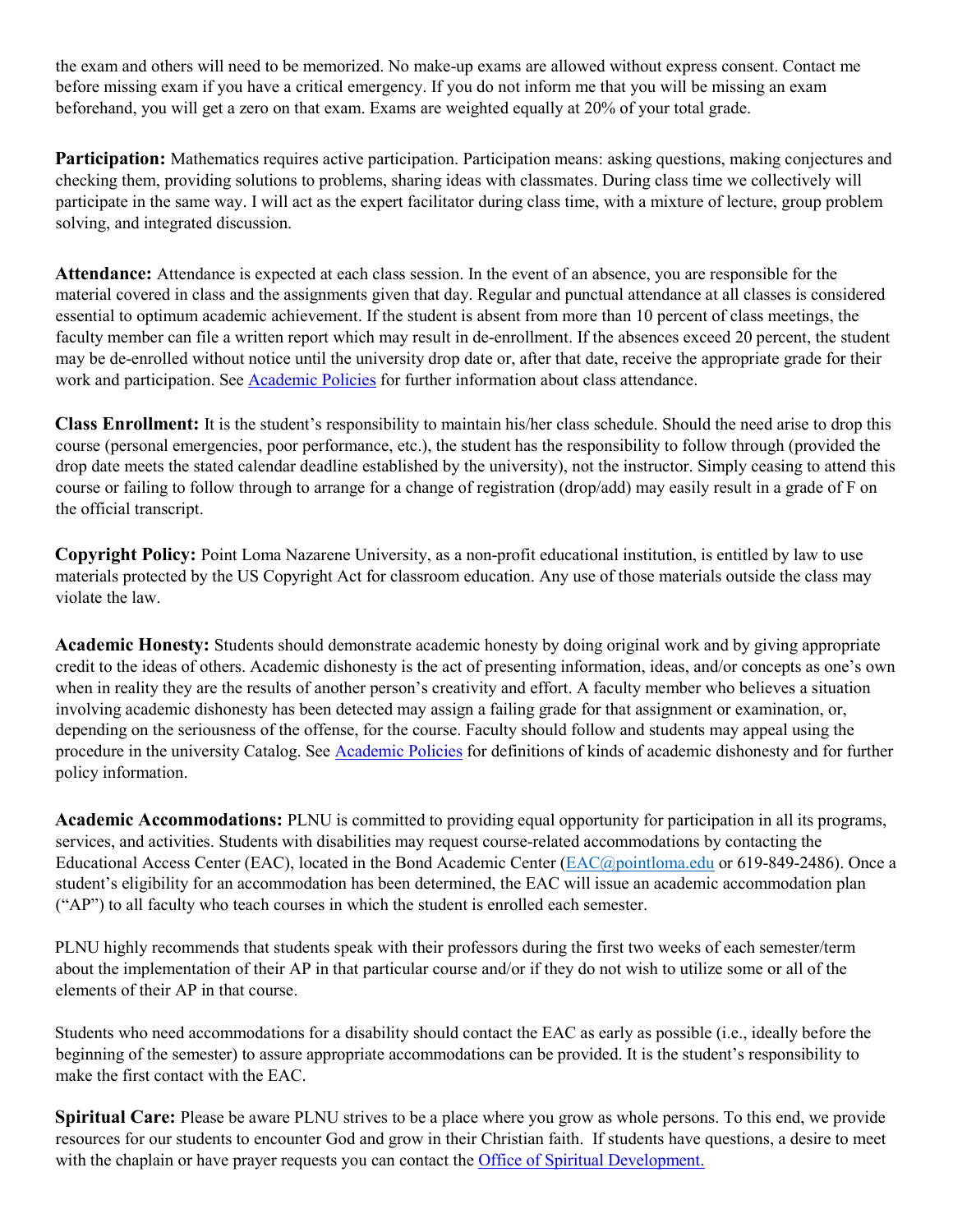the exam and others will need to be memorized. No make-up exams are allowed without express consent. Contact me before missing exam if you have a critical emergency. If you do not inform me that you will be missing an exam beforehand, you will get a zero on that exam. Exams are weighted equally at 20% of your total grade.

**Participation:** Mathematics requires active participation. Participation means: asking questions, making conjectures and checking them, providing solutions to problems, sharing ideas with classmates. During class time we collectively will participate in the same way. I will act as the expert facilitator during class time, with a mixture of lecture, group problem solving, and integrated discussion.

**Attendance:** Attendance is expected at each class session. In the event of an absence, you are responsible for the material covered in class and the assignments given that day. Regular and punctual attendance at all classes is considered essential to optimum academic achievement. If the student is absent from more than 10 percent of class meetings, the faculty member can file a written report which may result in de-enrollment. If the absences exceed 20 percent, the student may be de-enrolled without notice until the university drop date or, after that date, receive the appropriate grade for their work and participation. See [Academic Policies] for further information about class attendance.

**Class Enrollment:** It is the student's responsibility to maintain his/her class schedule. Should the need arise to drop this course (personal emergencies, poor performance, etc.), the student has the responsibility to follow through (provided the drop date meets the stated calendar deadline established by the university), not the instructor. Simply ceasing to attend this course or failing to follow through to arrange for a change of registration (drop/add) may easily result in a grade of F on the official transcript.

**Copyright Policy:** Point Loma Nazarene University, as a non-profit educational institution, is entitled by law to use materials protected by the US Copyright Act for classroom education. Any use of those materials outside the class may violate the law.

**Academic Honesty:** Students should demonstrate academic honesty by doing original work and by giving appropriate credit to the ideas of others. Academic dishonesty is the act of presenting information, ideas, and/or concepts as one's own when in reality they are the results of another person's creativity and effort. A faculty member who believes a situation involving academic dishonesty has been detected may assign a failing grade for that assignment or examination, or, depending on the seriousness of the offense, for the course. Faculty should follow and students may appeal using the procedure in the university Catalog. See [Academic Policies] for definitions of kinds of academic dishonesty and for further policy information.

**Academic Accommodations:** PLNU is committed to providing equal opportunity for participation in all its programs, services, and activities. Students with disabilities may request course-related accommodations by contacting the Educational Access Center (EAC), located in the Bond Academic Center (EAC@pointloma.edu or 619-849-2486). Once a student's eligibility for an accommodation has been determined, the EAC will issue an academic accommodation plan ("AP") to all faculty who teach courses in which the student is enrolled each semester.

PLNU highly recommends that students speak with their professors during the first two weeks of each semester/term about the implementation of their AP in that particular course and/or if they do not wish to utilize some or all of the elements of their AP in that course.

Students who need accommodations for a disability should contact the EAC as early as possible (i.e., ideally before the beginning of the semester) to assure appropriate accommodations can be provided. It is the student's responsibility to make the first contact with the EAC.

**Spiritual Care:** Please be aware PLNU strives to be a place where you grow as whole persons. To this end, we provide resources for our students to encounter God and grow in their Christian faith. If students have questions, a desire to meet with the chaplain or have prayer requests you can contact the [Office of Spiritual Development.]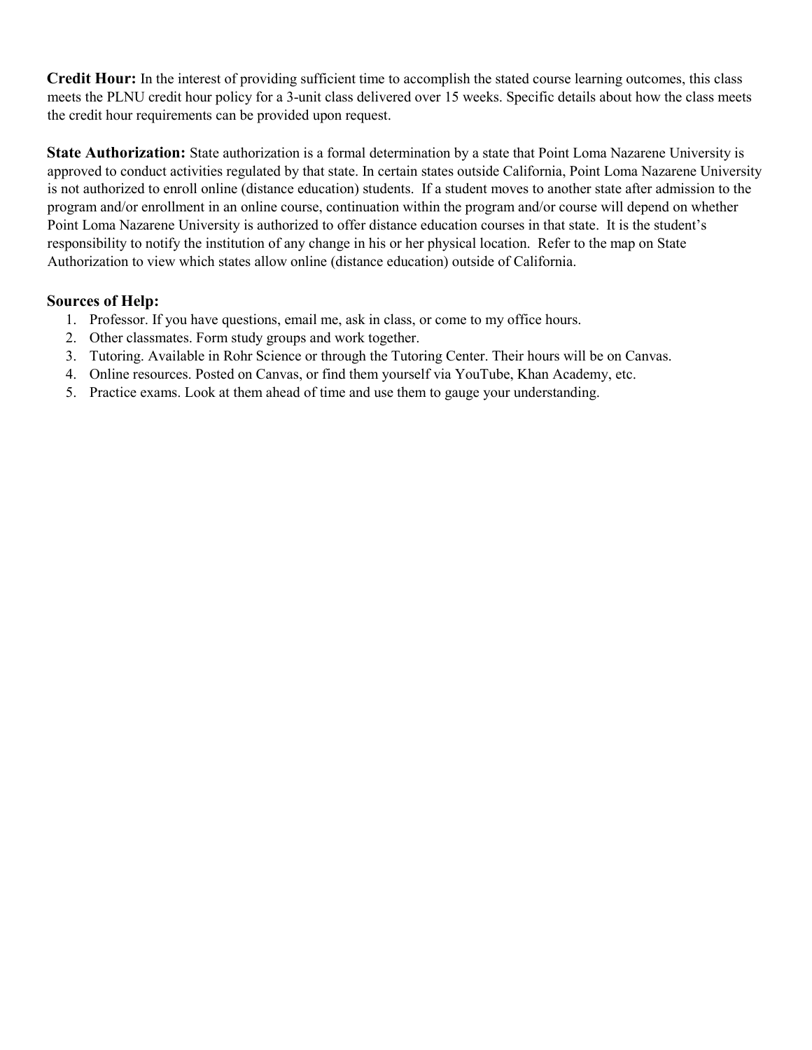**Credit Hour:** In the interest of providing sufficient time to accomplish the stated course learning outcomes, this class meets the PLNU credit hour policy for a 3-unit class delivered over 15 weeks. Specific details about how the class meets the credit hour requirements can be provided upon request.

**State Authorization:** State authorization is a formal determination by a state that Point Loma Nazarene University is approved to conduct activities regulated by that state. In certain states outside California, Point Loma Nazarene University is not authorized to enroll online (distance education) students. If a student moves to another state after admission to the program and/or enrollment in an online course, continuation within the program and/or course will depend on whether Point Loma Nazarene University is authorized to offer distance education courses in that state. It is the student's responsibility to notify the institution of any change in his or her physical location. Refer to the map on State Authorization to view which states allow online (distance education) outside of California.

**Sources of Help:**

1. Professor. If you have questions, email me, ask in class, or come to my office hours.
2. Other classmates. Form study groups and work together.
3. Tutoring. Available in Rohr Science or through the Tutoring Center. Their hours will be on Canvas.
4. Online resources. Posted on Canvas, or find them yourself via YouTube, Khan Academy, etc.
5. Practice exams. Look at them ahead of time and use them to gauge your understanding.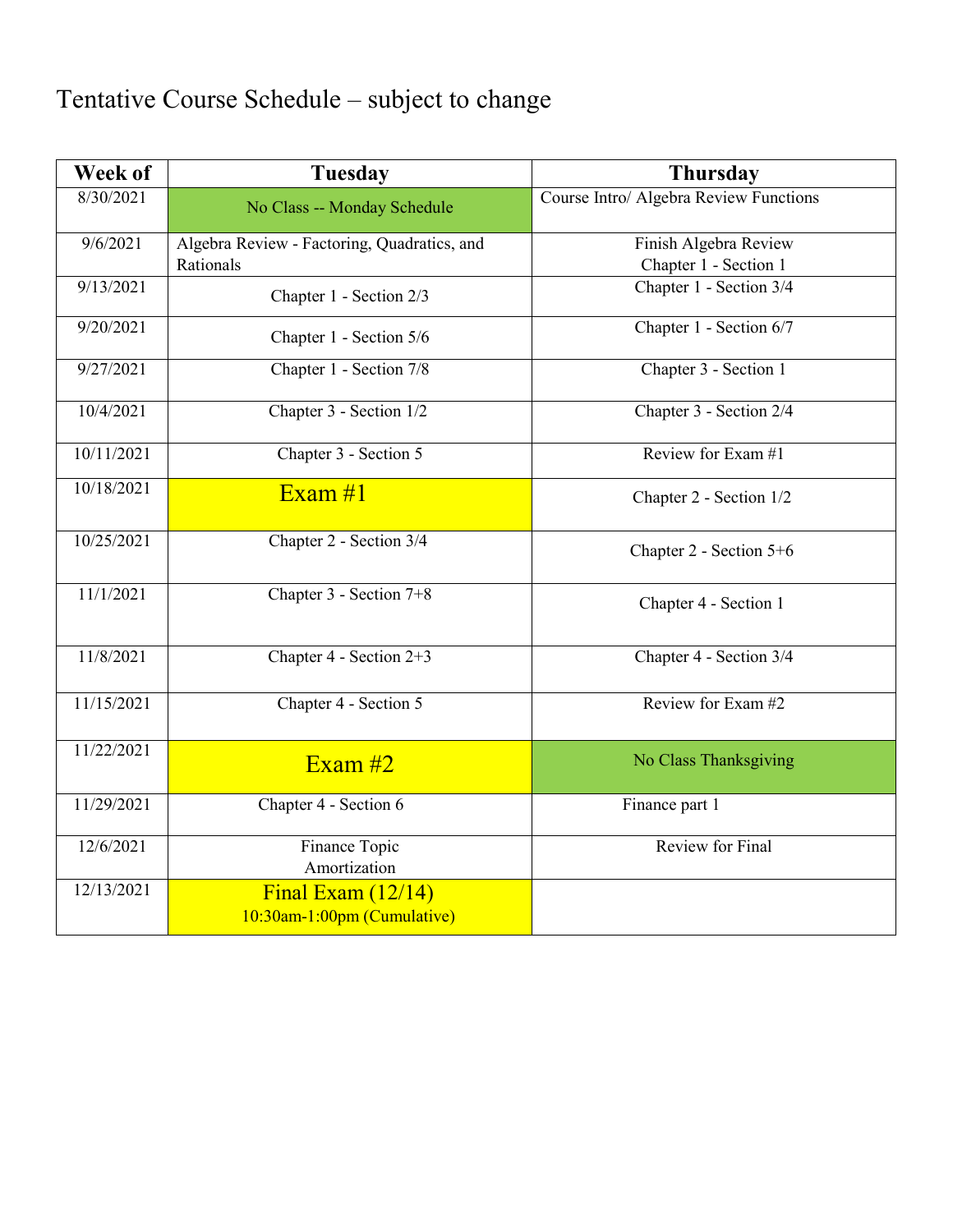# Tentative Course Schedule – subject to change

| Week of | Tuesday | Thursday |
|---|---|---|
| 8/30/2021 | No Class -- Monday Schedule | Course Intro/ Algebra Review Functions |
| 9/6/2021 | Algebra Review - Factoring, Quadratics, and Rationals | Finish Algebra Review<br>Chapter 1 - Section 1 |
| 9/13/2021 | Chapter 1 - Section 2/3 | Chapter 1 - Section 3/4 |
| 9/20/2021 | Chapter 1 - Section 5/6 | Chapter 1 - Section 6/7 |
| 9/27/2021 | Chapter 1 - Section 7/8 | Chapter 3 - Section 1 |
| 10/4/2021 | Chapter 3 - Section 1/2 | Chapter 3 - Section 2/4 |
| 10/11/2021 | Chapter 3 - Section 5 | Review for Exam #1 |
| 10/18/2021 | Exam #1 | Chapter 2 - Section 1/2 |
| 10/25/2021 | Chapter 2 - Section 3/4 | Chapter 2 - Section 5+6 |
| 11/1/2021 | Chapter 3 - Section 7+8 | Chapter 4 - Section 1 |
| 11/8/2021 | Chapter 4 - Section 2+3 | Chapter 4 - Section 3/4 |
| 11/15/2021 | Chapter 4 - Section 5 | Review for Exam #2 |
| 11/22/2021 | Exam #2 | No Class Thanksgiving |
| 11/29/2021 | Chapter 4 - Section 6 | Finance part 1 |
| 12/6/2021 | Finance Topic<br>Amortization | Review for Final |
| 12/13/2021 | Final Exam (12/14)<br>10:30am-1:00pm (Cumulative) | |